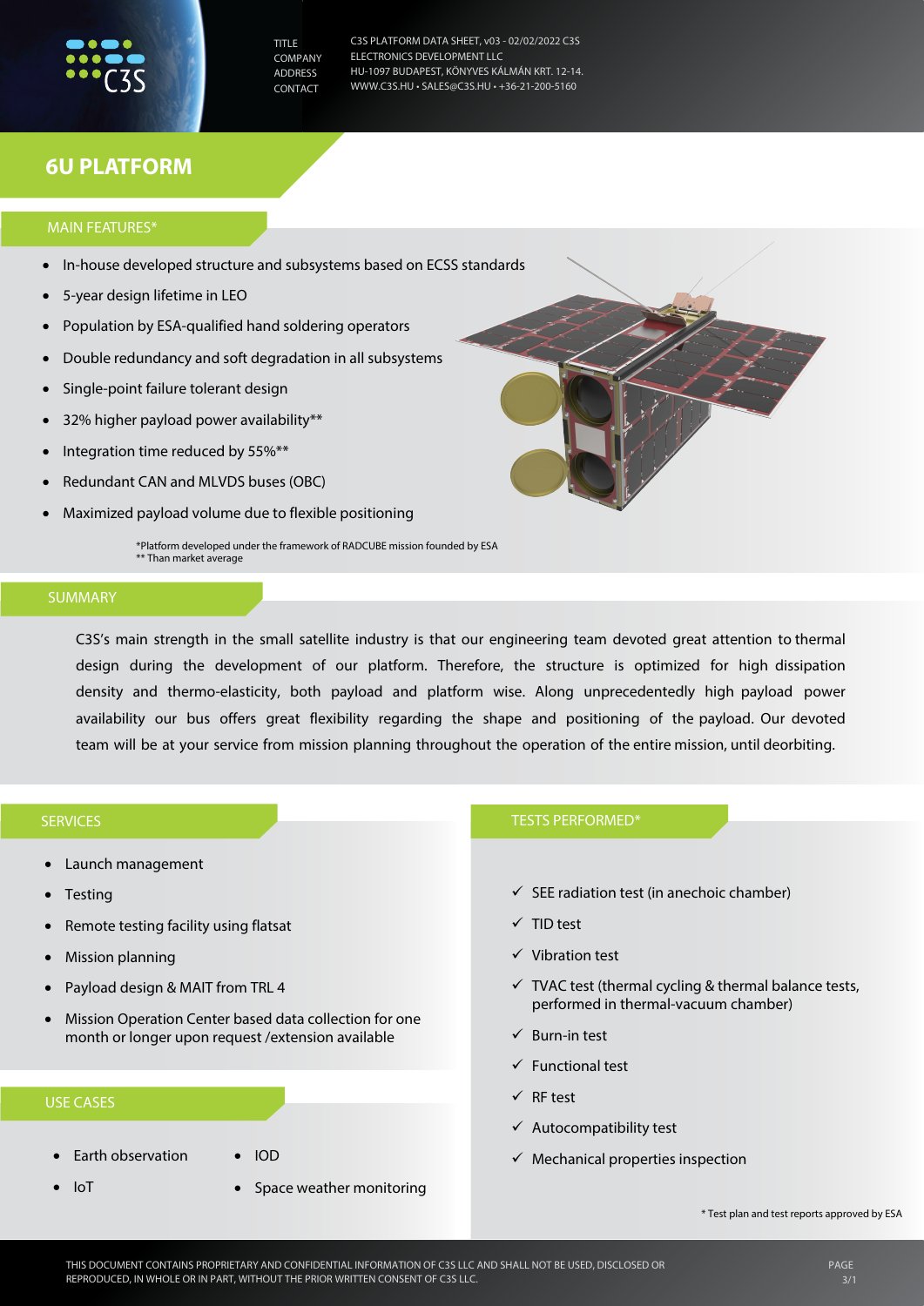C3S

TITLE: C3S PLATFORM DATA SHEET, v03 - 02/02/2022 C3S
COMPANY: ELECTRONICS DEVELOPMENT LLC
ADDRESS: HU-1097 BUDAPEST, KÖNYVES KÁLMÁN KRT. 12-14.
CONTACT: WWW.C3S.HU • SALES@C3S.HU • +36-21-200-5160

# 6U PLATFORM

## MAIN FEATURES*

- In-house developed structure and subsystems based on ECSS standards
- 5-year design lifetime in LEO
- Population by ESA-qualified hand soldering operators
- Double redundancy and soft degradation in all subsystems
- Single-point failure tolerant design
- 32% higher payload power availability**
- Integration time reduced by 55%**
- Redundant CAN and MLVDS buses (OBC)
- Maximized payload volume due to flexible positioning

*Platform developed under the framework of RADCUBE mission founded by ESA
** Than market average

## SUMMARY

C3S's main strength in the small satellite industry is that our engineering team devoted great attention to thermal design during the development of our platform. Therefore, the structure is optimized for high dissipation density and thermo-elasticity, both payload and platform wise. Along unprecedentedly high payload power availability our bus offers great flexibility regarding the shape and positioning of the payload. Our devoted team will be at your service from mission planning throughout the operation of the entire mission, until deorbiting.

## SERVICES

- Launch management
- Testing
- Remote testing facility using flatsat
- Mission planning
- Payload design & MAIT from TRL 4
- Mission Operation Center based data collection for one month or longer upon request /extension available

## USE CASES

- Earth observation
- IoT
- IOD
- Space weather monitoring

## TESTS PERFORMED*

- ✓ SEE radiation test (in anechoic chamber)
- ✓ TID test
- ✓ Vibration test
- ✓ TVAC test (thermal cycling & thermal balance tests, performed in thermal-vacuum chamber)
- ✓ Burn-in test
- ✓ Functional test
- ✓ RF test
- ✓ Autocompatibility test
- ✓ Mechanical properties inspection

\* Test plan and test reports approved by ESA

THIS DOCUMENT CONTAINS PROPRIETARY AND CONFIDENTIAL INFORMATION OF C3S LLC AND SHALL NOT BE USED, DISCLOSED OR REPRODUCED, IN WHOLE OR IN PART, WITHOUT THE PRIOR WRITTEN CONSENT OF C3S LLC.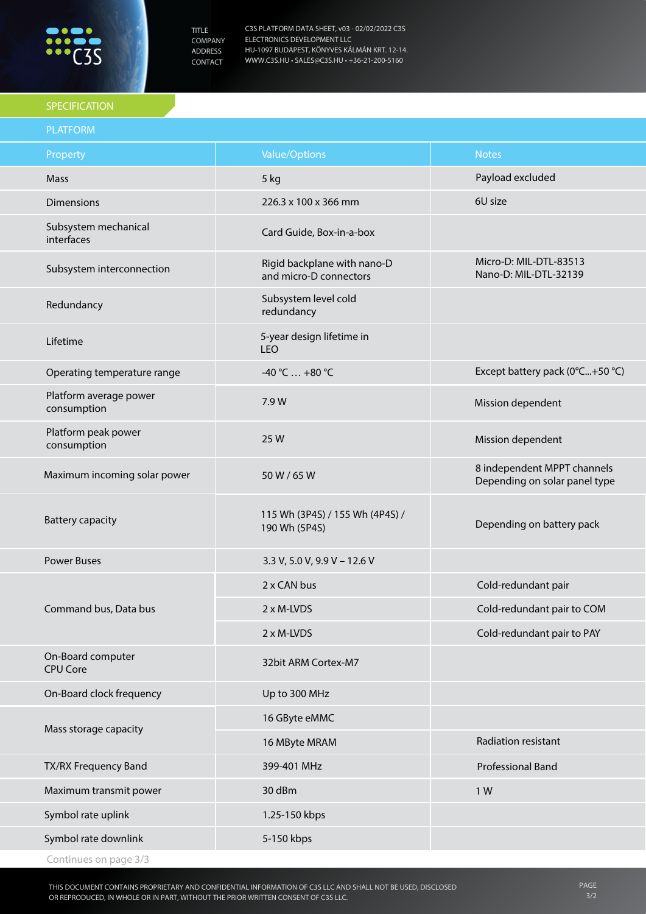## SPECIFICATION

### PLATFORM

| Property | Value/Options | Notes |
|---|---|---|
| Mass | 5 kg | Payload excluded |
| Dimensions | 226.3 x 100 x 366 mm | 6U size |
| Subsystem mechanical interfaces | Card Guide, Box-in-a-box | |
| Subsystem interconnection | Rigid backplane with nano-D and micro-D connectors | Micro-D: MIL-DTL-83513<br>Nano-D: MIL-DTL-32139 |
| Redundancy | Subsystem level cold redundancy | |
| Lifetime | 5-year design lifetime in LEO | |
| Operating temperature range | -40 °C … +80 °C | Except battery pack (0°C...+50 °C) |
| Platform average power consumption | 7.9 W | Mission dependent |
| Platform peak power consumption | 25 W | Mission dependent |
| Maximum incoming solar power | 50 W / 65 W | 8 independent MPPT channels<br>Depending on solar panel type |
| Battery capacity | 115 Wh (3P4S) / 155 Wh (4P4S) / 190 Wh (5P4S) | Depending on battery pack |
| Power Buses | 3.3 V, 5.0 V, 9.9 V – 12.6 V | |
| Command bus, Data bus | 2 x CAN bus | Cold-redundant pair |
| | 2 x M-LVDS | Cold-redundant pair to COM |
| | 2 x M-LVDS | Cold-redundant pair to PAY |
| On-Board computer CPU Core | 32bit ARM Cortex-M7 | |
| On-Board clock frequency | Up to 300 MHz | |
| Mass storage capacity | 16 GByte eMMC | |
| | 16 MByte MRAM | Radiation resistant |
| TX/RX Frequency Band | 399-401 MHz | Professional Band |
| Maximum transmit power | 30 dBm | 1 W |
| Symbol rate uplink | 1.25-150 kbps | |
| Symbol rate downlink | 5-150 kbps | |

Continues on page 3/3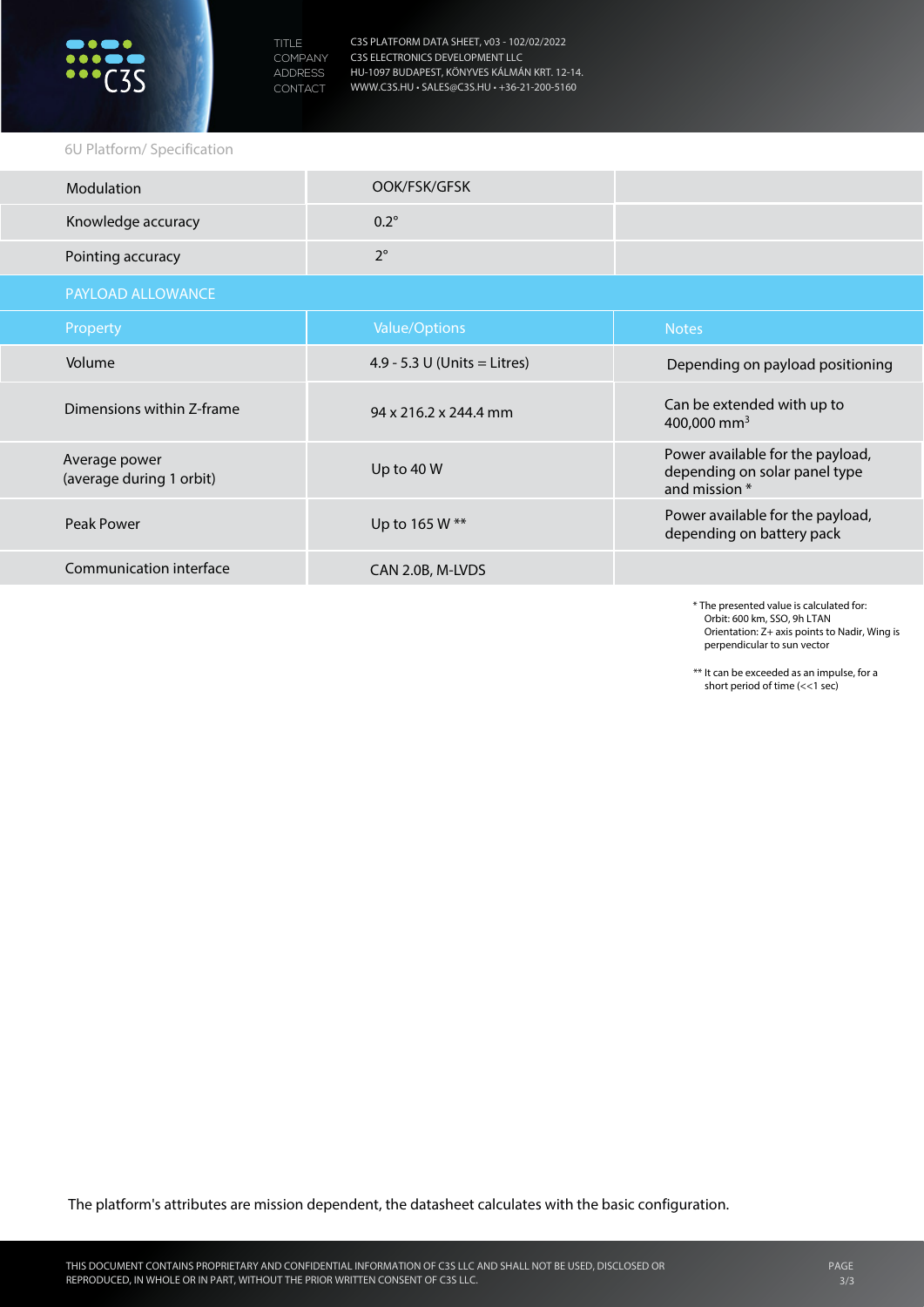6U Platform/ Specification

| | | |
|---|---|---|
| Modulation | OOK/FSK/GFSK | |
| Knowledge accuracy | 0.2° | |
| Pointing accuracy | 2° | |

PAYLOAD ALLOWANCE

| Property | Value/Options | Notes |
|---|---|---|
| Volume | 4.9 - 5.3 U (Units = Litres) | Depending on payload positioning |
| Dimensions within Z-frame | 94 x 216.2 x 244.4 mm | Can be extended with up to 400,000 $mm^3$ |
| Average power (average during 1 orbit) | Up to 40 W | Power available for the payload, depending on solar panel type and mission * |
| Peak Power | Up to 165 W ** | Power available for the payload, depending on battery pack |
| Communication interface | CAN 2.0B, M-LVDS | |

\* The presented value is calculated for:
Orbit: 600 km, SSO, 9h LTAN
Orientation: Z+ axis points to Nadir, Wing is perpendicular to sun vector

** It can be exceeded as an impulse, for a short period of time (<<1 sec)

The platform's attributes are mission dependent, the datasheet calculates with the basic configuration.

THIS DOCUMENT CONTAINS PROPRIETARY AND CONFIDENTIAL INFORMATION OF C3S LLC AND SHALL NOT BE USED, DISCLOSED OR REPRODUCED, IN WHOLE OR IN PART, WITHOUT THE PRIOR WRITTEN CONSENT OF C3S LLC.